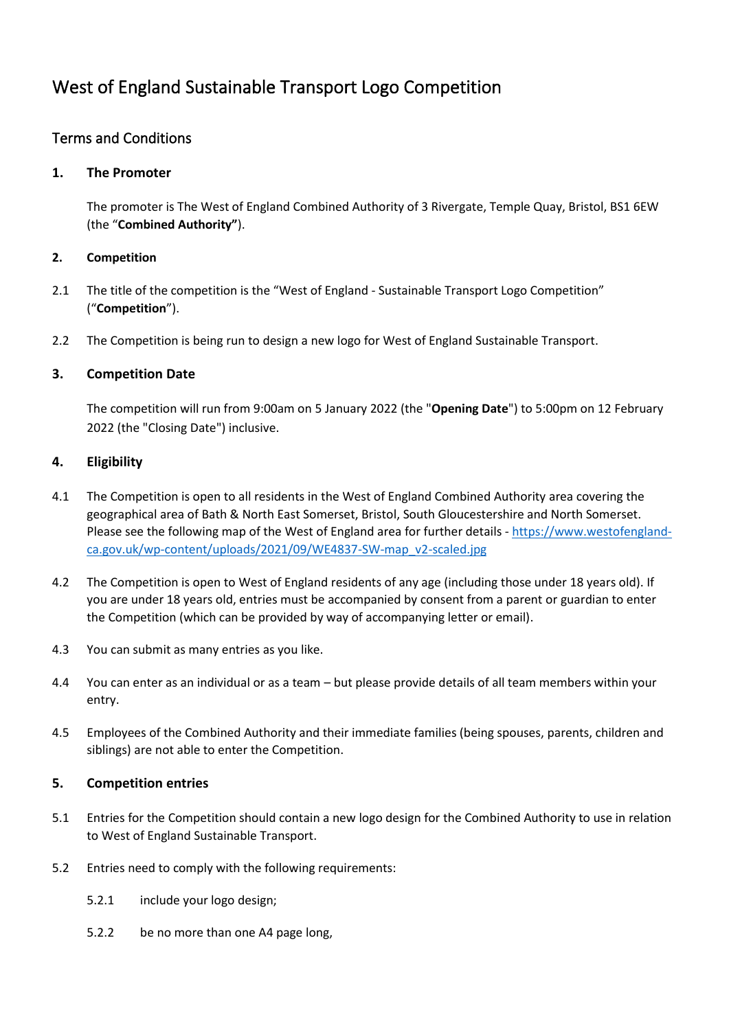# West of England Sustainable Transport Logo Competition

## Terms and Conditions

### 1. The Promoter

The promoter is The West of England Combined Authority of 3 Rivergate, Temple Quay, Bristol, BS1 6EW (the "**Combined Authority"**).

### 2. Competition

2.1 The title of the competition is the "West of England - Sustainable Transport Logo Competition" ("**Competition**").

2.2 The Competition is being run to design a new logo for West of England Sustainable Transport.

### 3. Competition Date

The competition will run from 9:00am on 5 January 2022 (the "**Opening Date**") to 5:00pm on 12 February 2022 (the "Closing Date") inclusive.

### 4. Eligibility

4.1 The Competition is open to all residents in the West of England Combined Authority area covering the geographical area of Bath & North East Somerset, Bristol, South Gloucestershire and North Somerset. Please see the following map of the West of England area for further details - [https://www.westofengland-ca.gov.uk/wp-content/uploads/2021/09/WE4837-SW-map_v2-scaled.jpg](https://www.westofengland-ca.gov.uk/wp-content/uploads/2021/09/WE4837-SW-map_v2-scaled.jpg)

4.2 The Competition is open to West of England residents of any age (including those under 18 years old). If you are under 18 years old, entries must be accompanied by consent from a parent or guardian to enter the Competition (which can be provided by way of accompanying letter or email).

4.3 You can submit as many entries as you like.

4.4 You can enter as an individual or as a team – but please provide details of all team members within your entry.

4.5 Employees of the Combined Authority and their immediate families (being spouses, parents, children and siblings) are not able to enter the Competition.

### 5. Competition entries

5.1 Entries for the Competition should contain a new logo design for the Combined Authority to use in relation to West of England Sustainable Transport.

5.2 Entries need to comply with the following requirements:

5.2.1 include your logo design;

5.2.2 be no more than one A4 page long,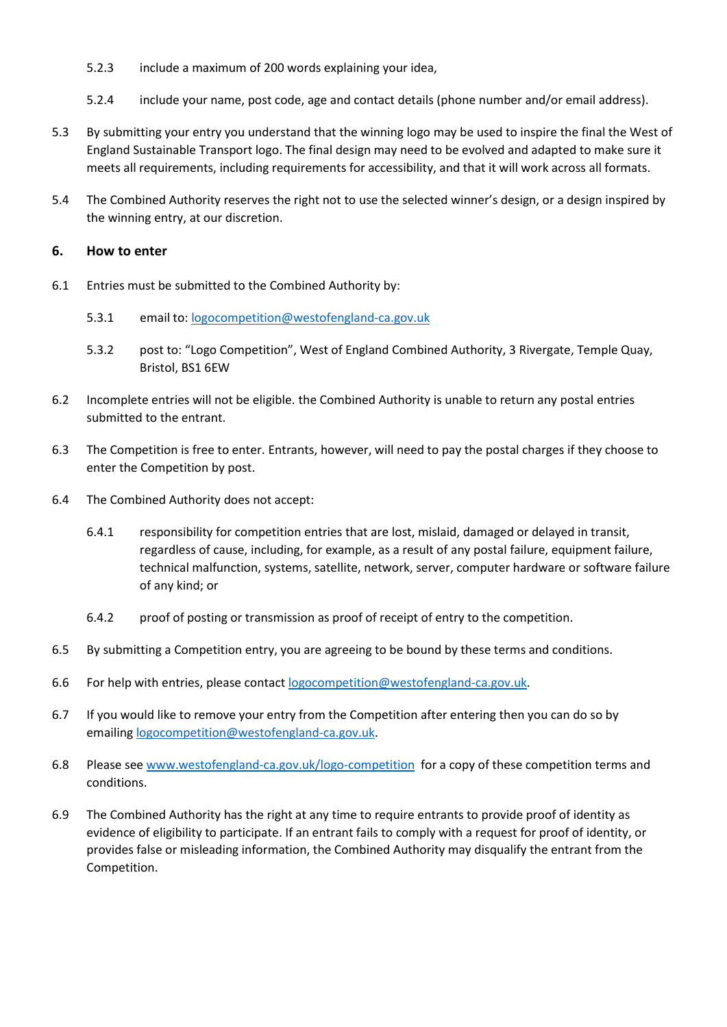5.2.3 include a maximum of 200 words explaining your idea,

5.2.4 include your name, post code, age and contact details (phone number and/or email address).

5.3 By submitting your entry you understand that the winning logo may be used to inspire the final the West of England Sustainable Transport logo. The final design may need to be evolved and adapted to make sure it meets all requirements, including requirements for accessibility, and that it will work across all formats.

5.4 The Combined Authority reserves the right not to use the selected winner's design, or a design inspired by the winning entry, at our discretion.

## 6. How to enter

6.1 Entries must be submitted to the Combined Authority by:

5.3.1 email to: logocompetition@westofengland-ca.gov.uk

5.3.2 post to: "Logo Competition", West of England Combined Authority, 3 Rivergate, Temple Quay, Bristol, BS1 6EW

6.2 Incomplete entries will not be eligible. the Combined Authority is unable to return any postal entries submitted to the entrant.

6.3 The Competition is free to enter. Entrants, however, will need to pay the postal charges if they choose to enter the Competition by post.

6.4 The Combined Authority does not accept:

6.4.1 responsibility for competition entries that are lost, mislaid, damaged or delayed in transit, regardless of cause, including, for example, as a result of any postal failure, equipment failure, technical malfunction, systems, satellite, network, server, computer hardware or software failure of any kind; or

6.4.2 proof of posting or transmission as proof of receipt of entry to the competition.

6.5 By submitting a Competition entry, you are agreeing to be bound by these terms and conditions.

6.6 For help with entries, please contact logocompetition@westofengland-ca.gov.uk.

6.7 If you would like to remove your entry from the Competition after entering then you can do so by emailing logocompetition@westofengland-ca.gov.uk.

6.8 Please see www.westofengland-ca.gov.uk/logo-competition for a copy of these competition terms and conditions.

6.9 The Combined Authority has the right at any time to require entrants to provide proof of identity as evidence of eligibility to participate. If an entrant fails to comply with a request for proof of identity, or provides false or misleading information, the Combined Authority may disqualify the entrant from the Competition.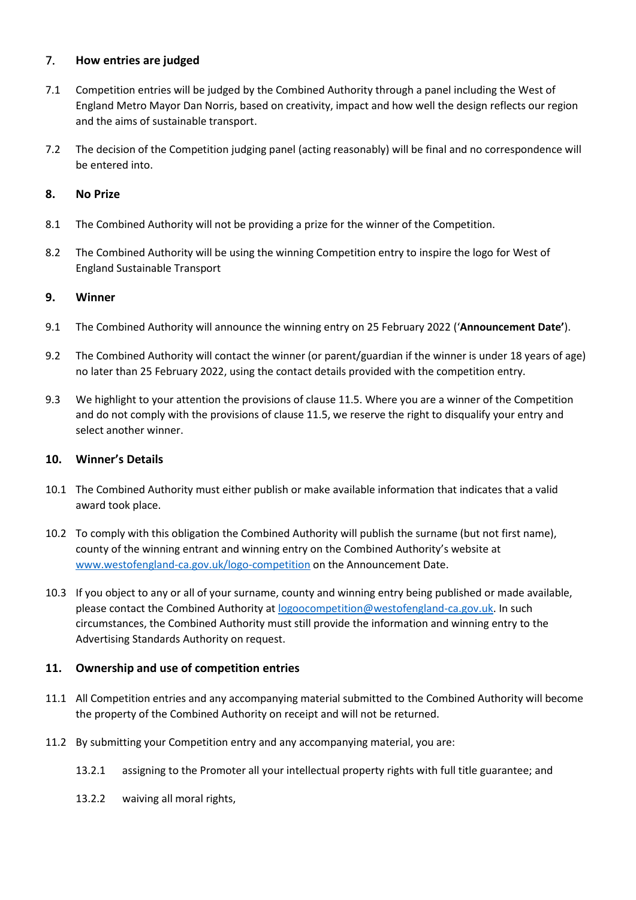## 7. How entries are judged

7.1 Competition entries will be judged by the Combined Authority through a panel including the West of England Metro Mayor Dan Norris, based on creativity, impact and how well the design reflects our region and the aims of sustainable transport.

7.2 The decision of the Competition judging panel (acting reasonably) will be final and no correspondence will be entered into.

## 8. No Prize

8.1 The Combined Authority will not be providing a prize for the winner of the Competition.

8.2 The Combined Authority will be using the winning Competition entry to inspire the logo for West of England Sustainable Transport

## 9. Winner

9.1 The Combined Authority will announce the winning entry on 25 February 2022 ('**Announcement Date'**).

9.2 The Combined Authority will contact the winner (or parent/guardian if the winner is under 18 years of age) no later than 25 February 2022, using the contact details provided with the competition entry.

9.3 We highlight to your attention the provisions of clause 11.5. Where you are a winner of the Competition and do not comply with the provisions of clause 11.5, we reserve the right to disqualify your entry and select another winner.

## 10. Winner's Details

10.1 The Combined Authority must either publish or make available information that indicates that a valid award took place.

10.2 To comply with this obligation the Combined Authority will publish the surname (but not first name), county of the winning entrant and winning entry on the Combined Authority's website at [www.westofengland-ca.gov.uk/logo-competition](www.westofengland-ca.gov.uk/logo-competition) on the Announcement Date.

10.3 If you object to any or all of your surname, county and winning entry being published or made available, please contact the Combined Authority at [logoocompetition@westofengland-ca.gov.uk](mailto:logoocompetition@westofengland-ca.gov.uk). In such circumstances, the Combined Authority must still provide the information and winning entry to the Advertising Standards Authority on request.

## 11. Ownership and use of competition entries

11.1 All Competition entries and any accompanying material submitted to the Combined Authority will become the property of the Combined Authority on receipt and will not be returned.

11.2 By submitting your Competition entry and any accompanying material, you are:

13.2.1 assigning to the Promoter all your intellectual property rights with full title guarantee; and

13.2.2 waiving all moral rights,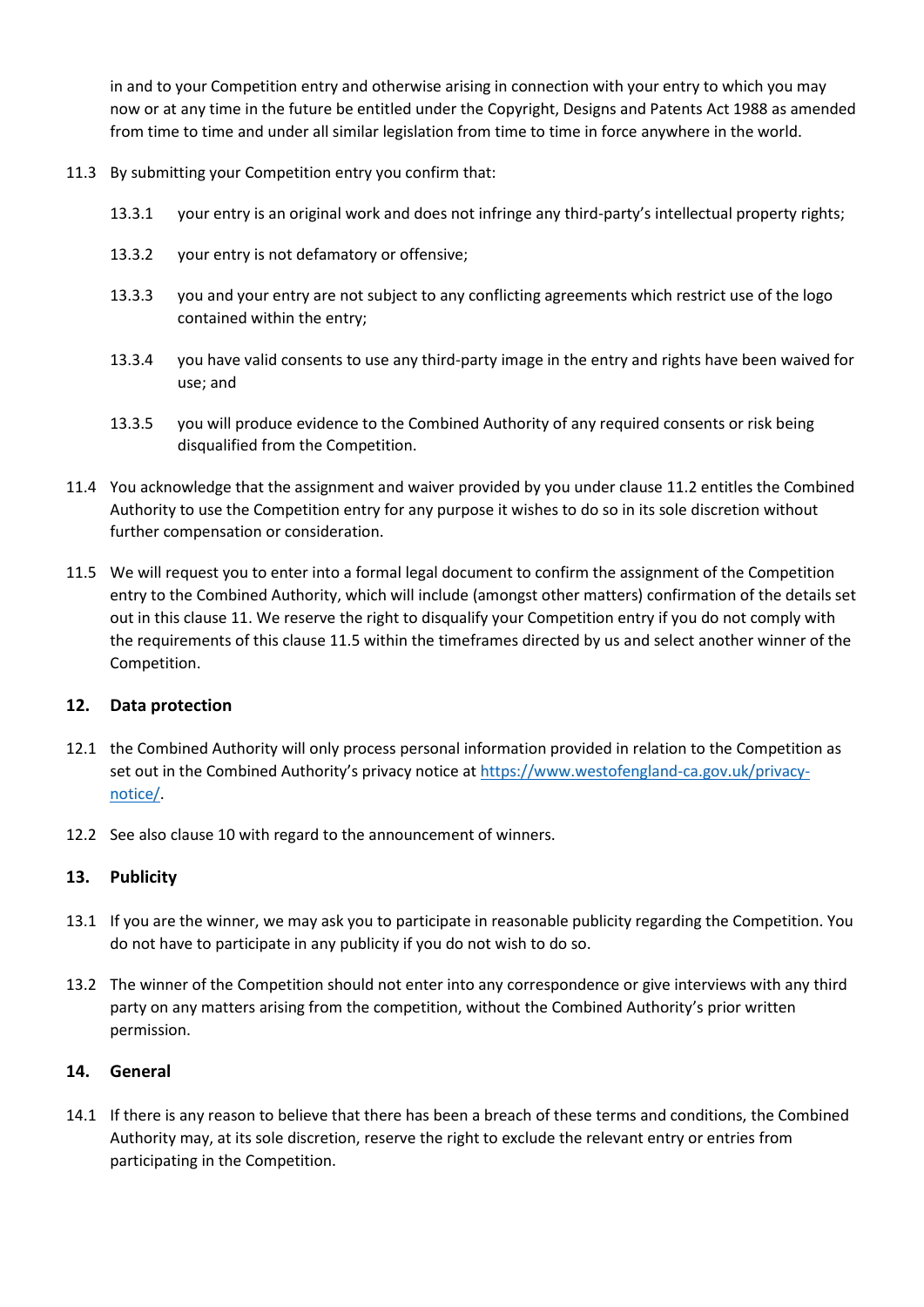in and to your Competition entry and otherwise arising in connection with your entry to which you may now or at any time in the future be entitled under the Copyright, Designs and Patents Act 1988 as amended from time to time and under all similar legislation from time to time in force anywhere in the world.

11.3 By submitting your Competition entry you confirm that:

13.3.1 your entry is an original work and does not infringe any third-party's intellectual property rights;

13.3.2 your entry is not defamatory or offensive;

13.3.3 you and your entry are not subject to any conflicting agreements which restrict use of the logo contained within the entry;

13.3.4 you have valid consents to use any third-party image in the entry and rights have been waived for use; and

13.3.5 you will produce evidence to the Combined Authority of any required consents or risk being disqualified from the Competition.

11.4 You acknowledge that the assignment and waiver provided by you under clause 11.2 entitles the Combined Authority to use the Competition entry for any purpose it wishes to do so in its sole discretion without further compensation or consideration.

11.5 We will request you to enter into a formal legal document to confirm the assignment of the Competition entry to the Combined Authority, which will include (amongst other matters) confirmation of the details set out in this clause 11. We reserve the right to disqualify your Competition entry if you do not comply with the requirements of this clause 11.5 within the timeframes directed by us and select another winner of the Competition.

## 12. Data protection

12.1 the Combined Authority will only process personal information provided in relation to the Competition as set out in the Combined Authority's privacy notice at [https://www.westofengland-ca.gov.uk/privacy-notice/](https://www.westofengland-ca.gov.uk/privacy-notice/).

12.2 See also clause 10 with regard to the announcement of winners.

## 13. Publicity

13.1 If you are the winner, we may ask you to participate in reasonable publicity regarding the Competition. You do not have to participate in any publicity if you do not wish to do so.

13.2 The winner of the Competition should not enter into any correspondence or give interviews with any third party on any matters arising from the competition, without the Combined Authority's prior written permission.

## 14. General

14.1 If there is any reason to believe that there has been a breach of these terms and conditions, the Combined Authority may, at its sole discretion, reserve the right to exclude the relevant entry or entries from participating in the Competition.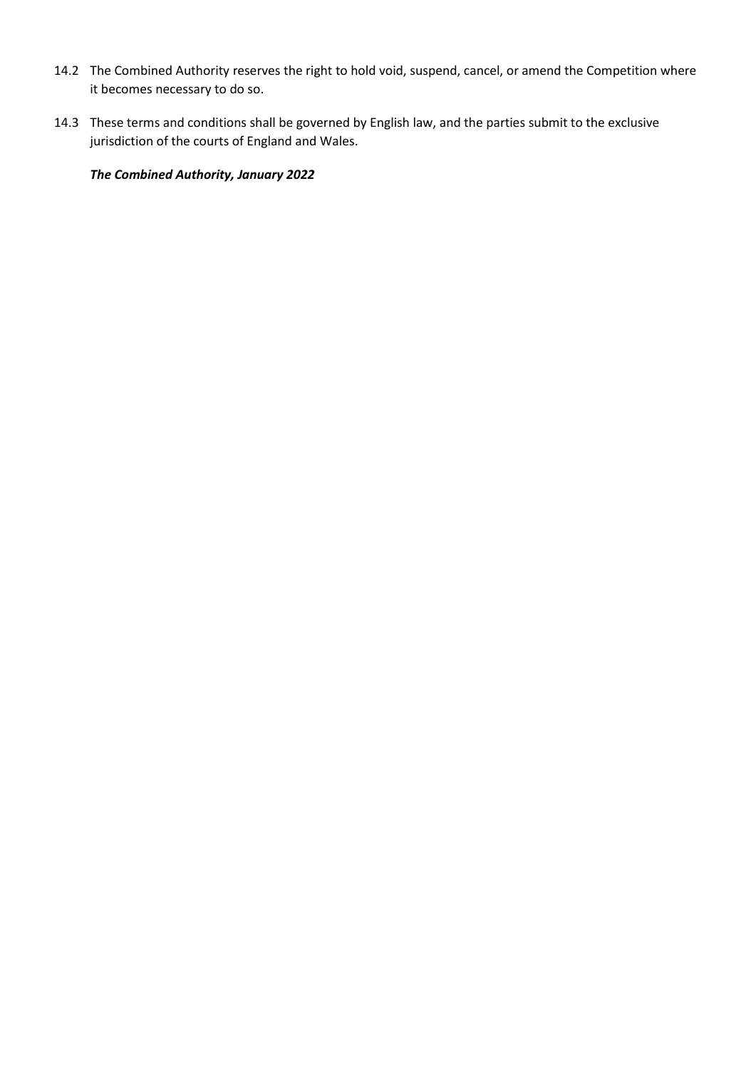14.2 The Combined Authority reserves the right to hold void, suspend, cancel, or amend the Competition where it becomes necessary to do so.

14.3 These terms and conditions shall be governed by English law, and the parties submit to the exclusive jurisdiction of the courts of England and Wales.

***The Combined Authority, January 2022***